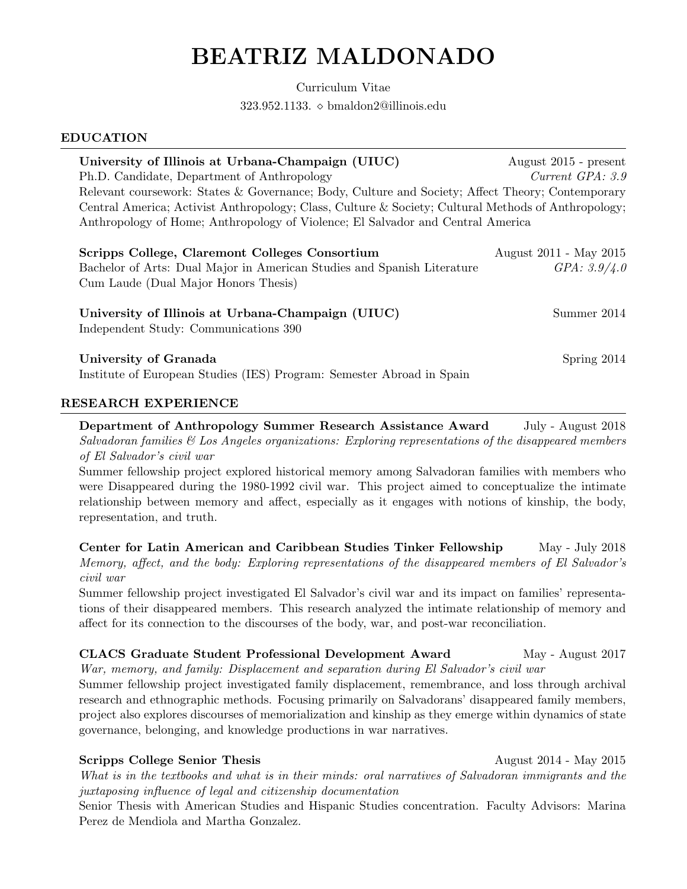# BEATRIZ MALDONADO

Curriculum Vitae

323.952.1133. ⋄ bmaldon2@illinois.edu

## EDUCATION

**University of Illinois at Urbana-Champaign (UIUC)** — August 2015 - present
Ph.D. Candidate, Department of Anthropology — *Current GPA: 3.9*
Relevant coursework: States & Governance; Body, Culture and Society; Affect Theory; Contemporary Central America; Activist Anthropology; Class, Culture & Society; Cultural Methods of Anthropology; Anthropology of Home; Anthropology of Violence; El Salvador and Central America

**Scripps College, Claremont Colleges Consortium** — August 2011 - May 2015
Bachelor of Arts: Dual Major in American Studies and Spanish Literature — *GPA: 3.9/4.0*
Cum Laude (Dual Major Honors Thesis)

**University of Illinois at Urbana-Champaign (UIUC)** — Summer 2014
Independent Study: Communications 390

**University of Granada** — Spring 2014
Institute of European Studies (IES) Program: Semester Abroad in Spain

## RESEARCH EXPERIENCE

**Department of Anthropology Summer Research Assistance Award** — July - August 2018
*Salvadoran families & Los Angeles organizations: Exploring representations of the disappeared members of El Salvador's civil war*
Summer fellowship project explored historical memory among Salvadoran families with members who were Disappeared during the 1980-1992 civil war. This project aimed to conceptualize the intimate relationship between memory and affect, especially as it engages with notions of kinship, the body, representation, and truth.

**Center for Latin American and Caribbean Studies Tinker Fellowship** — May - July 2018
*Memory, affect, and the body: Exploring representations of the disappeared members of El Salvador's civil war*
Summer fellowship project investigated El Salvador's civil war and its impact on families' representations of their disappeared members. This research analyzed the intimate relationship of memory and affect for its connection to the discourses of the body, war, and post-war reconciliation.

**CLACS Graduate Student Professional Development Award** — May - August 2017
*War, memory, and family: Displacement and separation during El Salvador's civil war*
Summer fellowship project investigated family displacement, remembrance, and loss through archival research and ethnographic methods. Focusing primarily on Salvadorans' disappeared family members, project also explores discourses of memorialization and kinship as they emerge within dynamics of state governance, belonging, and knowledge productions in war narratives.

**Scripps College Senior Thesis** — August 2014 - May 2015
*What is in the textbooks and what is in their minds: oral narratives of Salvadoran immigrants and the juxtaposing influence of legal and citizenship documentation*
Senior Thesis with American Studies and Hispanic Studies concentration. Faculty Advisors: Marina Perez de Mendiola and Martha Gonzalez.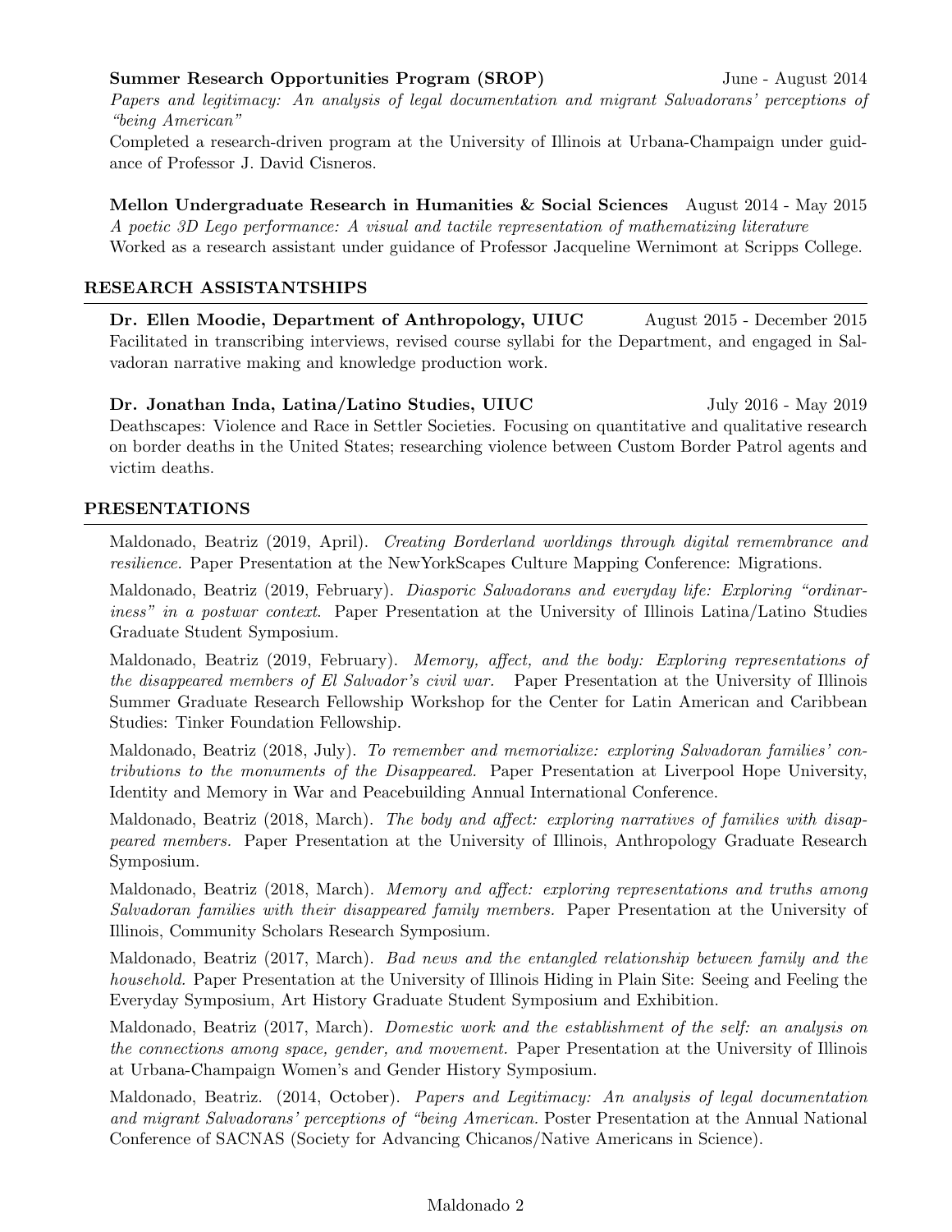**Summer Research Opportunities Program (SROP)** June - August 2014
*Papers and legitimacy: An analysis of legal documentation and migrant Salvadorans' perceptions of "being American"*
Completed a research-driven program at the University of Illinois at Urbana-Champaign under guidance of Professor J. David Cisneros.

**Mellon Undergraduate Research in Humanities & Social Sciences** August 2014 - May 2015
*A poetic 3D Lego performance: A visual and tactile representation of mathematizing literature*
Worked as a research assistant under guidance of Professor Jacqueline Wernimont at Scripps College.

## RESEARCH ASSISTANTSHIPS

**Dr. Ellen Moodie, Department of Anthropology, UIUC** August 2015 - December 2015
Facilitated in transcribing interviews, revised course syllabi for the Department, and engaged in Salvadoran narrative making and knowledge production work.

**Dr. Jonathan Inda, Latina/Latino Studies, UIUC** July 2016 - May 2019
Deathscapes: Violence and Race in Settler Societies. Focusing on quantitative and qualitative research on border deaths in the United States; researching violence between Custom Border Patrol agents and victim deaths.

## PRESENTATIONS

Maldonado, Beatriz (2019, April). *Creating Borderland worldings through digital remembrance and resilience.* Paper Presentation at the NewYorkScapes Culture Mapping Conference: Migrations.

Maldonado, Beatriz (2019, February). *Diasporic Salvadorans and everyday life: Exploring "ordinariness" in a postwar context.* Paper Presentation at the University of Illinois Latina/Latino Studies Graduate Student Symposium.

Maldonado, Beatriz (2019, February). *Memory, affect, and the body: Exploring representations of the disappeared members of El Salvador's civil war.* Paper Presentation at the University of Illinois Summer Graduate Research Fellowship Workshop for the Center for Latin American and Caribbean Studies: Tinker Foundation Fellowship.

Maldonado, Beatriz (2018, July). *To remember and memorialize: exploring Salvadoran families' contributions to the monuments of the Disappeared.* Paper Presentation at Liverpool Hope University, Identity and Memory in War and Peacebuilding Annual International Conference.

Maldonado, Beatriz (2018, March). *The body and affect: exploring narratives of families with disappeared members.* Paper Presentation at the University of Illinois, Anthropology Graduate Research Symposium.

Maldonado, Beatriz (2018, March). *Memory and affect: exploring representations and truths among Salvadoran families with their disappeared family members.* Paper Presentation at the University of Illinois, Community Scholars Research Symposium.

Maldonado, Beatriz (2017, March). *Bad news and the entangled relationship between family and the household.* Paper Presentation at the University of Illinois Hiding in Plain Site: Seeing and Feeling the Everyday Symposium, Art History Graduate Student Symposium and Exhibition.

Maldonado, Beatriz (2017, March). *Domestic work and the establishment of the self: an analysis on the connections among space, gender, and movement.* Paper Presentation at the University of Illinois at Urbana-Champaign Women's and Gender History Symposium.

Maldonado, Beatriz. (2014, October). *Papers and Legitimacy: An analysis of legal documentation and migrant Salvadorans' perceptions of "being American.* Poster Presentation at the Annual National Conference of SACNAS (Society for Advancing Chicanos/Native Americans in Science).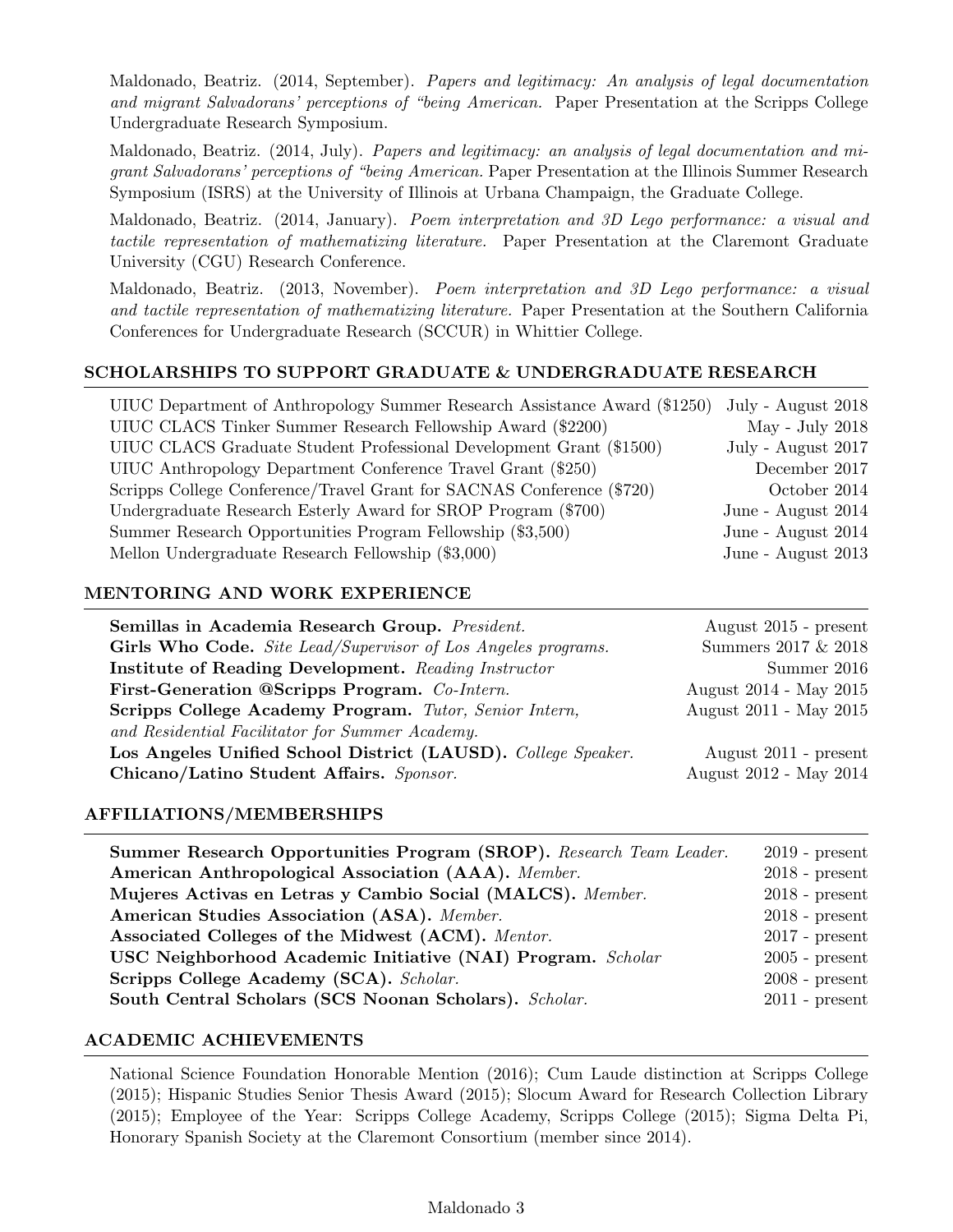Maldonado, Beatriz. (2014, September). *Papers and legitimacy: An analysis of legal documentation and migrant Salvadorans' perceptions of "being American.* Paper Presentation at the Scripps College Undergraduate Research Symposium.

Maldonado, Beatriz. (2014, July). *Papers and legitimacy: an analysis of legal documentation and migrant Salvadorans' perceptions of "being American.* Paper Presentation at the Illinois Summer Research Symposium (ISRS) at the University of Illinois at Urbana Champaign, the Graduate College.

Maldonado, Beatriz. (2014, January). *Poem interpretation and 3D Lego performance: a visual and tactile representation of mathematizing literature.* Paper Presentation at the Claremont Graduate University (CGU) Research Conference.

Maldonado, Beatriz. (2013, November). *Poem interpretation and 3D Lego performance: a visual and tactile representation of mathematizing literature.* Paper Presentation at the Southern California Conferences for Undergraduate Research (SCCUR) in Whittier College.

## SCHOLARSHIPS TO SUPPORT GRADUATE & UNDERGRADUATE RESEARCH

| | |
|---|---|
| UIUC Department of Anthropology Summer Research Assistance Award ($1250) | July - August 2018 |
| UIUC CLACS Tinker Summer Research Fellowship Award ($2200) | May - July 2018 |
| UIUC CLACS Graduate Student Professional Development Grant ($1500) | July - August 2017 |
| UIUC Anthropology Department Conference Travel Grant ($250) | December 2017 |
| Scripps College Conference/Travel Grant for SACNAS Conference ($720) | October 2014 |
| Undergraduate Research Esterly Award for SROP Program ($700) | June - August 2014 |
| Summer Research Opportunities Program Fellowship ($3,500) | June - August 2014 |
| Mellon Undergraduate Research Fellowship ($3,000) | June - August 2013 |

## MENTORING AND WORK EXPERIENCE

| | |
|---|---|
| **Semillas in Academia Research Group.** *President.* | August 2015 - present |
| **Girls Who Code.** *Site Lead/Supervisor of Los Angeles programs.* | Summers 2017 & 2018 |
| **Institute of Reading Development.** *Reading Instructor* | Summer 2016 |
| **First-Generation @Scripps Program.** *Co-Intern.* | August 2014 - May 2015 |
| **Scripps College Academy Program.** *Tutor, Senior Intern, and Residential Facilitator for Summer Academy.* | August 2011 - May 2015 |
| **Los Angeles Unified School District (LAUSD).** *College Speaker.* | August 2011 - present |
| **Chicano/Latino Student Affairs.** *Sponsor.* | August 2012 - May 2014 |

## AFFILIATIONS/MEMBERSHIPS

| | |
|---|---|
| **Summer Research Opportunities Program (SROP).** *Research Team Leader.* | 2019 - present |
| **American Anthropological Association (AAA).** *Member.* | 2018 - present |
| **Mujeres Activas en Letras y Cambio Social (MALCS).** *Member.* | 2018 - present |
| **American Studies Association (ASA).** *Member.* | 2018 - present |
| **Associated Colleges of the Midwest (ACM).** *Mentor.* | 2017 - present |
| **USC Neighborhood Academic Initiative (NAI) Program.** *Scholar* | 2005 - present |
| **Scripps College Academy (SCA).** *Scholar.* | 2008 - present |
| **South Central Scholars (SCS Noonan Scholars).** *Scholar.* | 2011 - present |

## ACADEMIC ACHIEVEMENTS

National Science Foundation Honorable Mention (2016); Cum Laude distinction at Scripps College (2015); Hispanic Studies Senior Thesis Award (2015); Slocum Award for Research Collection Library (2015); Employee of the Year: Scripps College Academy, Scripps College (2015); Sigma Delta Pi, Honorary Spanish Society at the Claremont Consortium (member since 2014).